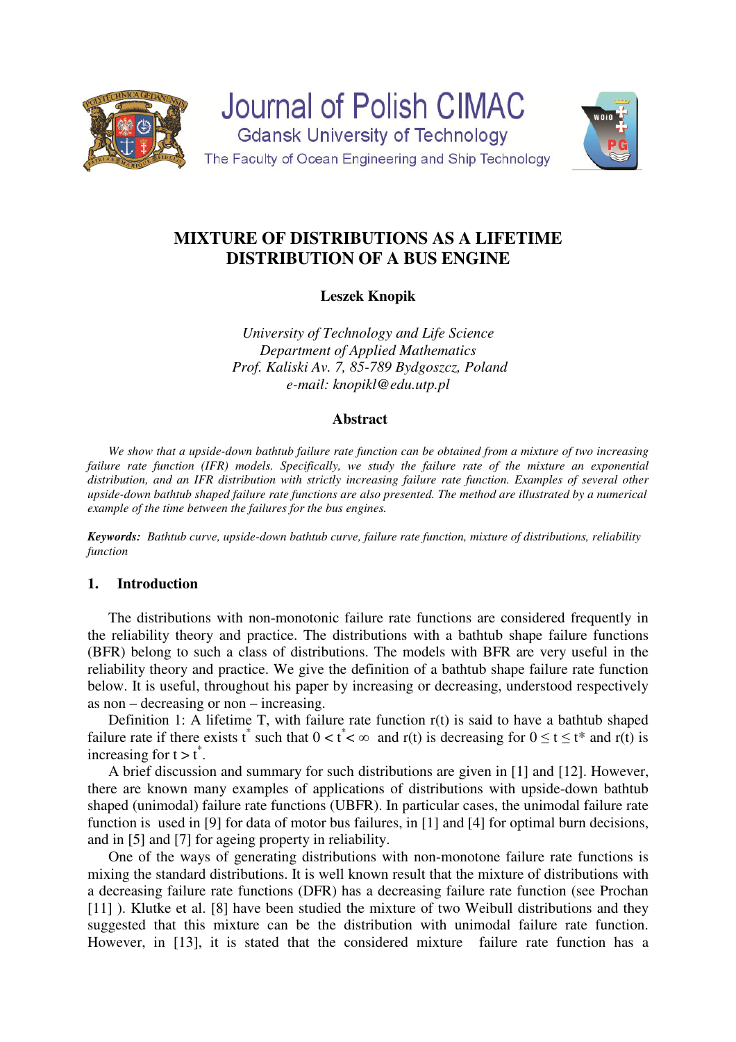# MIXTURE OF DISTRIBUTIONS AS A LIFETIME DISTRIBUTION OF A BUS ENGINE

**Leszek Knopik**

*University of Technology and Life Science*
*Department of Applied Mathematics*
*Prof. Kaliski Av. 7, 85-789 Bydgoszcz, Poland*
*e-mail: knopikl@edu.utp.pl*

## Abstract

*We show that a upside-down bathtub failure rate function can be obtained from a mixture of two increasing failure rate function (IFR) models. Specifically, we study the failure rate of the mixture an exponential distribution, and an IFR distribution with strictly increasing failure rate function. Examples of several other upside-down bathtub shaped failure rate functions are also presented. The method are illustrated by a numerical example of the time between the failures for the bus engines.*

***Keywords:*** *Bathtub curve, upside-down bathtub curve, failure rate function, mixture of distributions, reliability function*

## 1. Introduction

The distributions with non-monotonic failure rate functions are considered frequently in the reliability theory and practice. The distributions with a bathtub shape failure functions (BFR) belong to such a class of distributions. The models with BFR are very useful in the reliability theory and practice. We give the definition of a bathtub shape failure rate function below. It is useful, throughout his paper by increasing or decreasing, understood respectively as non – decreasing or non – increasing.

Definition 1: A lifetime T, with failure rate function r(t) is said to have a bathtub shaped failure rate if there exists $t^*$ such that $0 < t^* < \infty$ and r(t) is decreasing for $0 \le t \le t^*$ and r(t) is increasing for $t > t^*$.

A brief discussion and summary for such distributions are given in [1] and [12]. However, there are known many examples of applications of distributions with upside-down bathtub shaped (unimodal) failure rate functions (UBFR). In particular cases, the unimodal failure rate function is used in [9] for data of motor bus failures, in [1] and [4] for optimal burn decisions, and in [5] and [7] for ageing property in reliability.

One of the ways of generating distributions with non-monotone failure rate functions is mixing the standard distributions. It is well known result that the mixture of distributions with a decreasing failure rate functions (DFR) has a decreasing failure rate function (see Prochan [11] ). Klutke et al. [8] have been studied the mixture of two Weibull distributions and they suggested that this mixture can be the distribution with unimodal failure rate function. However, in [13], it is stated that the considered mixture failure rate function has a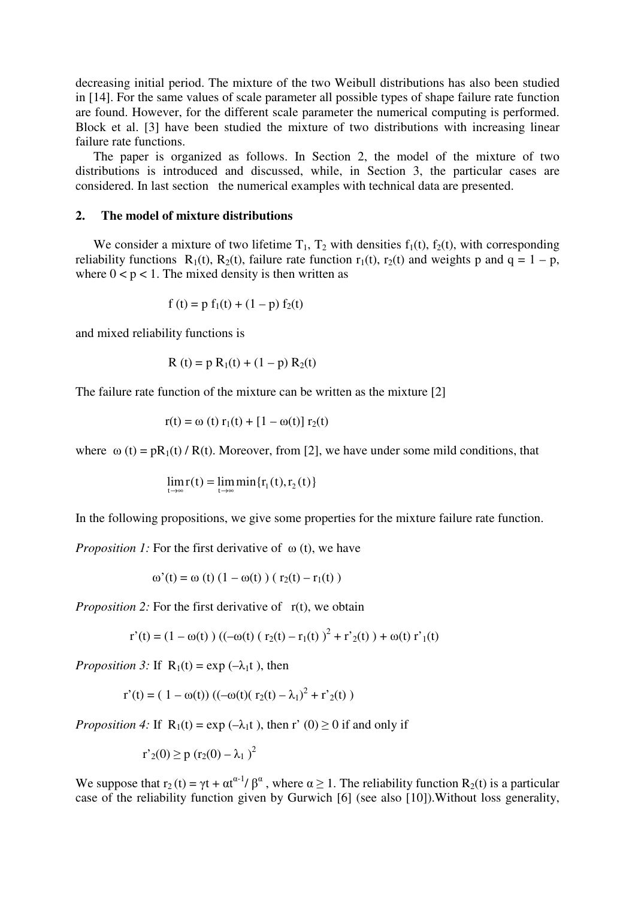decreasing initial period. The mixture of the two Weibull distributions has also been studied in [14]. For the same values of scale parameter all possible types of shape failure rate function are found. However, for the different scale parameter the numerical computing is performed. Block et al. [3] have been studied the mixture of two distributions with increasing linear failure rate functions.

The paper is organized as follows. In Section 2, the model of the mixture of two distributions is introduced and discussed, while, in Section 3, the particular cases are considered. In last section the numerical examples with technical data are presented.

## 2. The model of mixture distributions

We consider a mixture of two lifetime $T_1$, $T_2$ with densities $f_1(t)$, $f_2(t)$, with corresponding reliability functions $R_1(t)$, $R_2(t)$, failure rate function $r_1(t)$, $r_2(t)$ and weights p and $q = 1 – p$, where $0 < p < 1$. The mixed density is then written as

$$f(t) = p\, f_1(t) + (1 – p)\, f_2(t)$$

and mixed reliability functions is

$$R(t) = p\, R_1(t) + (1 – p)\, R_2(t)$$

The failure rate function of the mixture can be written as the mixture [2]

$$r(t) = \omega(t)\, r_1(t) + [1 – \omega(t)]\, r_2(t)$$

where $\omega(t) = pR_1(t) / R(t)$. Moreover, from [2], we have under some mild conditions, that

$$\lim_{t\to\infty} r(t) = \lim_{t\to\infty} \min\{r_1(t), r_2(t)\}$$

In the following propositions, we give some properties for the mixture failure rate function.

*Proposition 1:* For the first derivative of $\omega(t)$, we have

$$\omega'(t) = \omega(t)\,(1 – \omega(t))\,(r_2(t) – r_1(t))$$

*Proposition 2:* For the first derivative of $r(t)$, we obtain

$$r'(t) = (1 – \omega(t))\,((–\omega(t)\,(r_2(t) – r_1(t))^2 + r'_2(t)) + \omega(t)\, r'_1(t)$$

*Proposition 3:* If $R_1(t) = \exp(–\lambda_1 t)$, then

$$r'(t) = (1 – \omega(t))\,((–\omega(t)(r_2(t) – \lambda_1)^2 + r'_2(t))$$

*Proposition 4:* If $R_1(t) = \exp(–\lambda_1 t)$, then $r'(0) \geq 0$ if and only if

$$r'_2(0) \geq p\,(r_2(0) – \lambda_1)^2$$

We suppose that $r_2(t) = \gamma t + \alpha t^{\alpha-1} / \beta^{\alpha}$, where $\alpha \geq 1$. The reliability function $R_2(t)$ is a particular case of the reliability function given by Gurwich [6] (see also [10]).Without loss generality,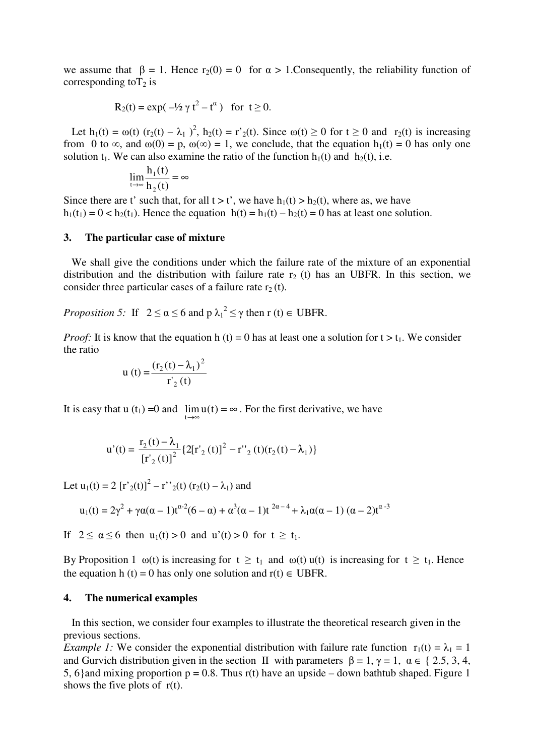we assume that $\beta = 1$. Hence $r_2(0) = 0$ for $\alpha > 1$.Consequently, the reliability function of corresponding to$T_2$ is

$$R_2(t) = \exp(-\tfrac{1}{2}\gamma t^2 - t^\alpha) \quad \text{for } t \geq 0.$$

Let $h_1(t) = \omega(t)\,(r_2(t) - \lambda_1)^2$, $h_2(t) = r'_2(t)$. Since $\omega(t) \geq 0$ for $t \geq 0$ and $r_2(t)$ is increasing from 0 to $\infty$, and $\omega(0) = p$, $\omega(\infty) = 1$, we conclude, that the equation $h_1(t) = 0$ has only one solution $t_1$. We can also examine the ratio of the function $h_1(t)$ and $h_2(t)$, i.e.

$$\lim_{t\to\infty} \frac{h_1(t)}{h_2(t)} = \infty$$

Since there are t' such that, for all $t > t'$, we have $h_1(t) > h_2(t)$, where as, we have $h_1(t_1) = 0 < h_2(t_1)$. Hence the equation $h(t) = h_1(t) - h_2(t) = 0$ has at least one solution.

## 3. The particular case of mixture

We shall give the conditions under which the failure rate of the mixture of an exponential distribution and the distribution with failure rate $r_2(t)$ has an UBFR. In this section, we consider three particular cases of a failure rate $r_2(t)$.

*Proposition 5:* If $2 \leq \alpha \leq 6$ and $p\,\lambda_1^2 \leq \gamma$ then $r(t) \in$ UBFR.

*Proof:* It is know that the equation $h(t) = 0$ has at least one a solution for $t > t_1$. We consider the ratio

$$u(t) = \frac{(r_2(t) - \lambda_1)^2}{r'_2(t)}$$

It is easy that $u(t_1) = 0$ and $\lim_{t\to\infty} u(t) = \infty$. For the first derivative, we have

$$u'(t) = \frac{r_2(t) - \lambda_1}{[r'_2(t)]^2}\{2[r'_2(t)]^2 - r''_2(t)(r_2(t) - \lambda_1)\}$$

Let $u_1(t) = 2\,[r'_2(t)]^2 - r''_2(t)\,(r_2(t) - \lambda_1)$ and

$$u_1(t) = 2\gamma^2 + \gamma\alpha(\alpha - 1)t^{\alpha-2}(6 - \alpha) + \alpha^3(\alpha - 1)t^{2\alpha-4} + \lambda_1\alpha(\alpha - 1)(\alpha - 2)t^{\alpha-3}$$

If $2 \leq \alpha \leq 6$ then $u_1(t) > 0$ and $u'(t) > 0$ for $t \geq t_1$.

By Proposition 1 $\omega(t)$ is increasing for $t \geq t_1$ and $\omega(t)\,u(t)$ is increasing for $t \geq t_1$. Hence the equation $h(t) = 0$ has only one solution and $r(t) \in$ UBFR.

## 4. The numerical examples

In this section, we consider four examples to illustrate the theoretical research given in the previous sections.

*Example 1:* We consider the exponential distribution with failure rate function $r_1(t) = \lambda_1 = 1$ and Gurvich distribution given in the section II with parameters $\beta = 1$, $\gamma = 1$, $\alpha \in \{2.5, 3, 4, 5, 6\}$and mixing proportion $p = 0.8$. Thus $r(t)$ have an upside – down bathtub shaped. Figure 1 shows the five plots of $r(t)$.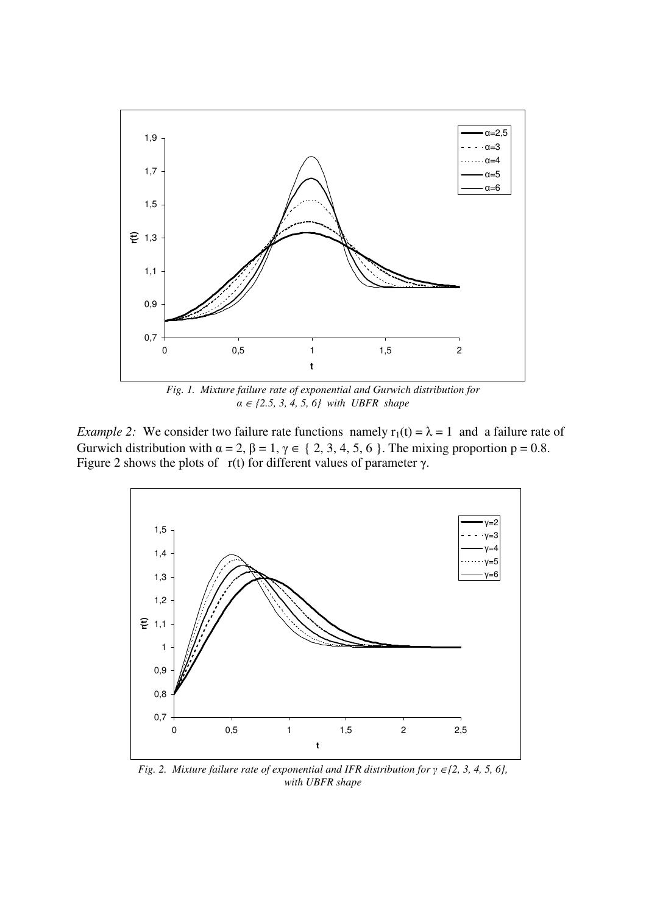*Fig. 1. Mixture failure rate of exponential and Gurwich distribution for $\alpha \in \{2.5, 3, 4, 5, 6\}$ with UBFR shape*

*Example 2:* We consider two failure rate functions namely $r_1(t) = \lambda = 1$ and a failure rate of Gurwich distribution with $\alpha = 2$, $\beta = 1$, $\gamma \in \{2, 3, 4, 5, 6\}$. The mixing proportion $p = 0.8$. Figure 2 shows the plots of $r(t)$ for different values of parameter $\gamma$.

*Fig. 2. Mixture failure rate of exponential and IFR distribution for $\gamma \in \{2, 3, 4, 5, 6\}$, with UBFR shape*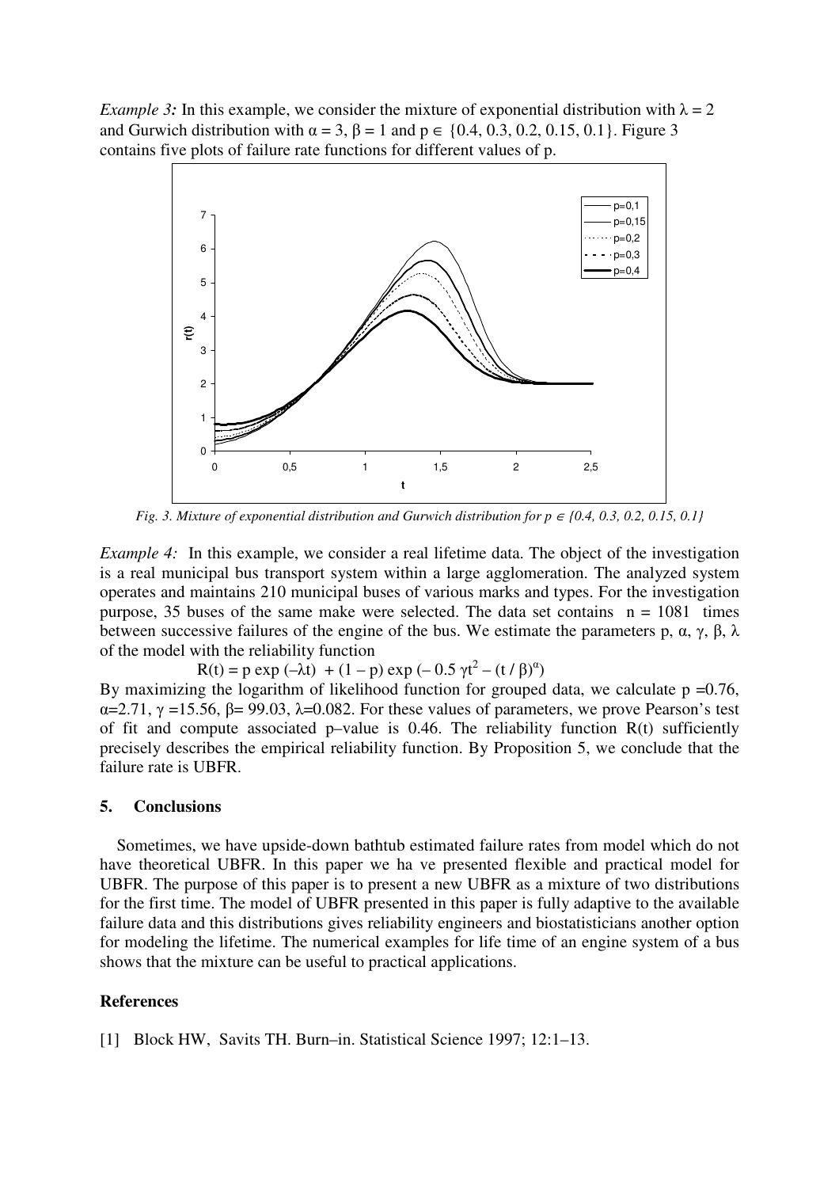*Example 3:* In this example, we consider the mixture of exponential distribution with $\lambda = 2$ and Gurwich distribution with $\alpha = 3$, $\beta = 1$ and $p \in \{0.4, 0.3, 0.2, 0.15, 0.1\}$. Figure 3 contains five plots of failure rate functions for different values of p.

*Fig. 3. Mixture of exponential distribution and Gurwich distribution for $p \in \{0.4, 0.3, 0.2, 0.15, 0.1\}$*

*Example 4:* In this example, we consider a real lifetime data. The object of the investigation is a real municipal bus transport system within a large agglomeration. The analyzed system operates and maintains 210 municipal buses of various marks and types. For the investigation purpose, 35 buses of the same make were selected. The data set contains $n = 1081$ times between successive failures of the engine of the bus. We estimate the parameters p, $\alpha$, $\gamma$, $\beta$, $\lambda$ of the model with the reliability function

$$R(t) = p \exp(-\lambda t) + (1 - p) \exp(-0.5\,\gamma t^2 - (t / \beta)^{\alpha})$$

By maximizing the logarithm of likelihood function for grouped data, we calculate $p = 0.76$, $\alpha = 2.71$, $\gamma = 15.56$, $\beta = 99.03$, $\lambda = 0.082$. For these values of parameters, we prove Pearson's test of fit and compute associated p–value is 0.46. The reliability function R(t) sufficiently precisely describes the empirical reliability function. By Proposition 5, we conclude that the failure rate is UBFR.

## 5. Conclusions

Sometimes, we have upside-down bathtub estimated failure rates from model which do not have theoretical UBFR. In this paper we ha ve presented flexible and practical model for UBFR. The purpose of this paper is to present a new UBFR as a mixture of two distributions for the first time. The model of UBFR presented in this paper is fully adaptive to the available failure data and this distributions gives reliability engineers and biostatisticians another option for modeling the lifetime. The numerical examples for life time of an engine system of a bus shows that the mixture can be useful to practical applications.

## References

[1] Block HW, Savits TH. Burn–in. Statistical Science 1997; 12:1–13.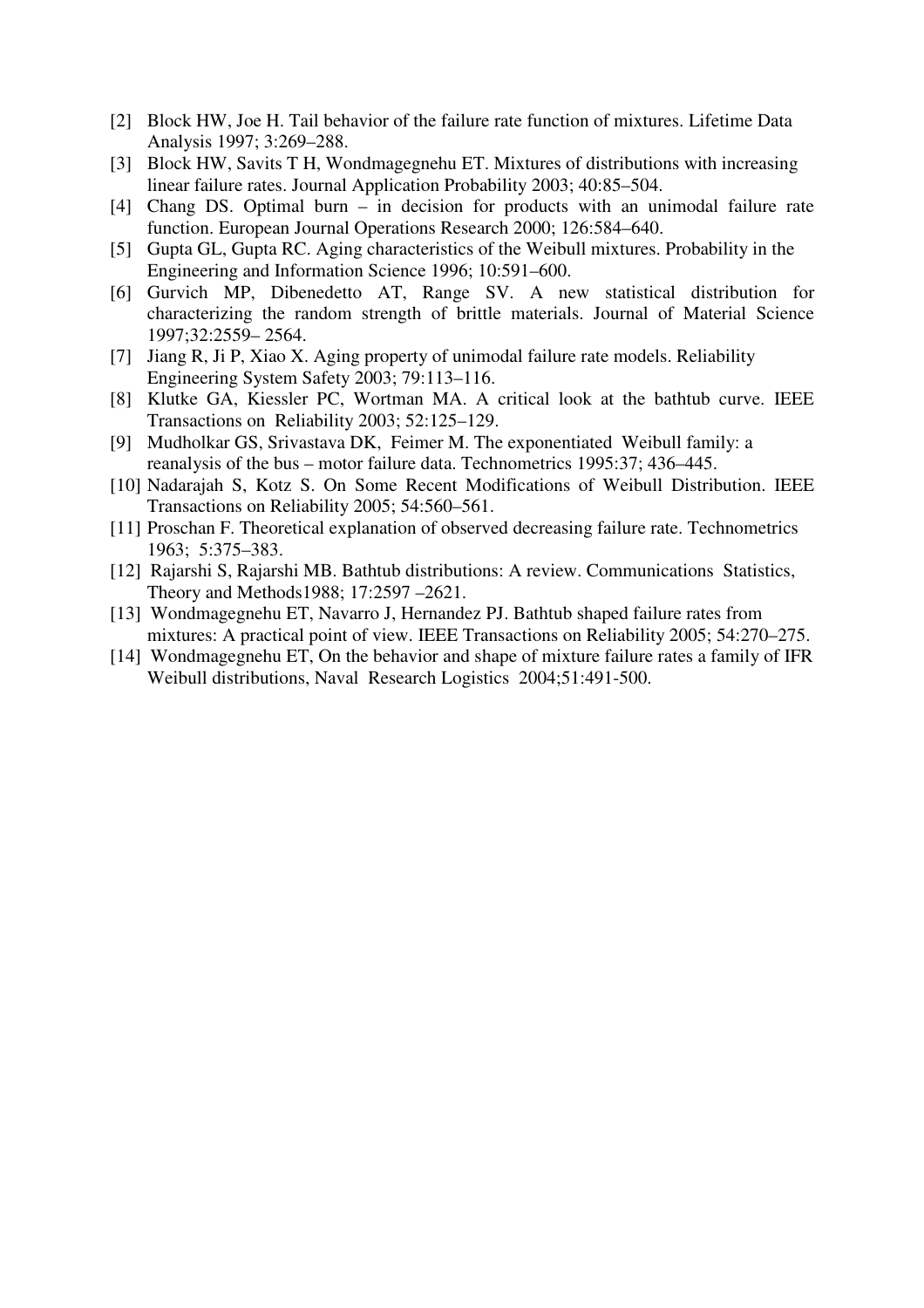[2] Block HW, Joe H. Tail behavior of the failure rate function of mixtures. Lifetime Data Analysis 1997; 3:269–288.

[3] Block HW, Savits T H, Wondmagegnehu ET. Mixtures of distributions with increasing linear failure rates. Journal Application Probability 2003; 40:85–504.

[4] Chang DS. Optimal burn – in decision for products with an unimodal failure rate function. European Journal Operations Research 2000; 126:584–640.

[5] Gupta GL, Gupta RC. Aging characteristics of the Weibull mixtures. Probability in the Engineering and Information Science 1996; 10:591–600.

[6] Gurvich MP, Dibenedetto AT, Range SV. A new statistical distribution for characterizing the random strength of brittle materials. Journal of Material Science 1997;32:2559– 2564.

[7] Jiang R, Ji P, Xiao X. Aging property of unimodal failure rate models. Reliability Engineering System Safety 2003; 79:113–116.

[8] Klutke GA, Kiessler PC, Wortman MA. A critical look at the bathtub curve. IEEE Transactions on Reliability 2003; 52:125–129.

[9] Mudholkar GS, Srivastava DK, Feimer M. The exponentiated Weibull family: a reanalysis of the bus – motor failure data. Technometrics 1995:37; 436–445.

[10] Nadarajah S, Kotz S. On Some Recent Modifications of Weibull Distribution. IEEE Transactions on Reliability 2005; 54:560–561.

[11] Proschan F. Theoretical explanation of observed decreasing failure rate. Technometrics 1963; 5:375–383.

[12] Rajarshi S, Rajarshi MB. Bathtub distributions: A review. Communications Statistics, Theory and Methods1988; 17:2597 –2621.

[13] Wondmagegnehu ET, Navarro J, Hernandez PJ. Bathtub shaped failure rates from mixtures: A practical point of view. IEEE Transactions on Reliability 2005; 54:270–275.

[14] Wondmagegnehu ET, On the behavior and shape of mixture failure rates a family of IFR Weibull distributions, Naval Research Logistics 2004;51:491-500.